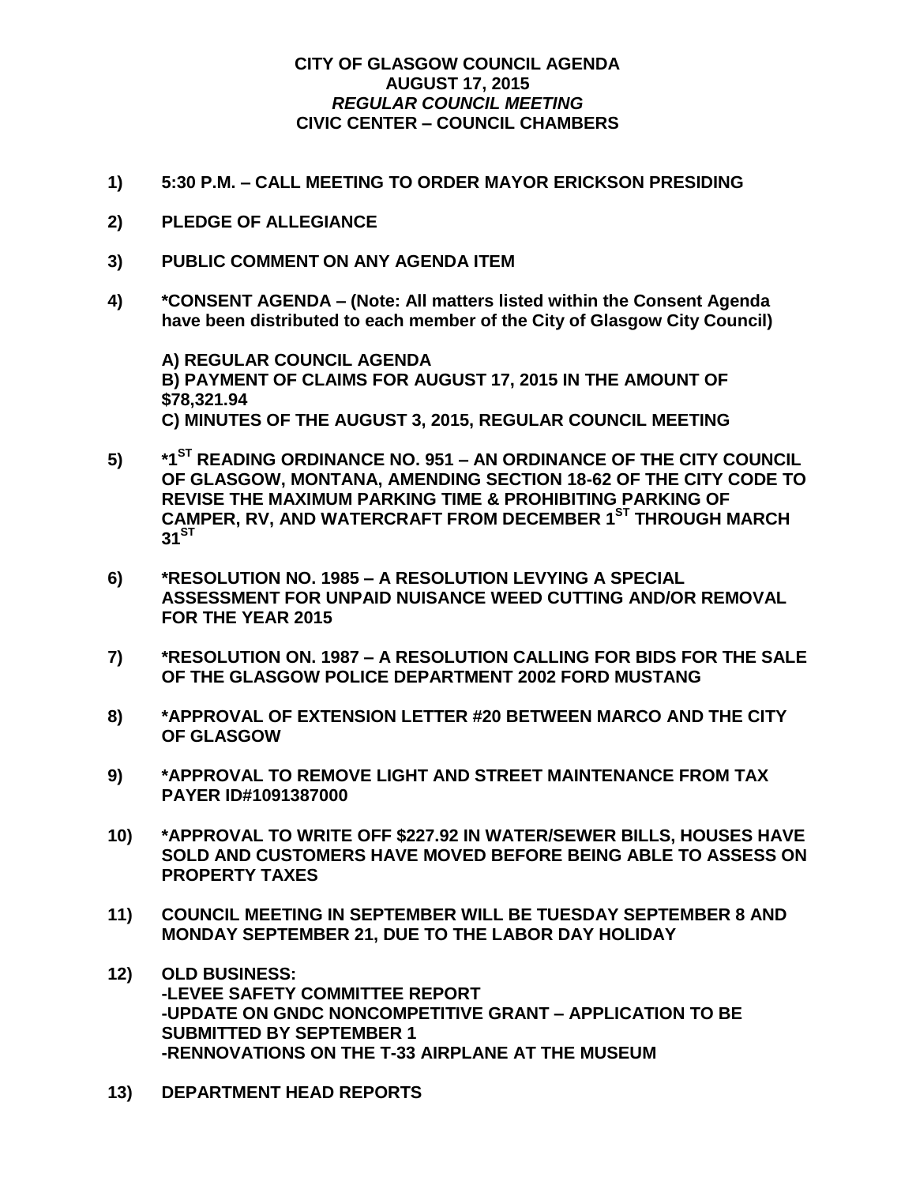# CITY OF GLASGOW COUNCIL AGENDA
## AUGUST 17, 2015
### *REGULAR COUNCIL MEETING*
### CIVIC CENTER – COUNCIL CHAMBERS

**1) 5:30 P.M. – CALL MEETING TO ORDER MAYOR ERICKSON PRESIDING**

**2) PLEDGE OF ALLEGIANCE**

**3) PUBLIC COMMENT ON ANY AGENDA ITEM**

**4) *CONSENT AGENDA – (Note: All matters listed within the Consent Agenda have been distributed to each member of the City of Glasgow City Council)**

**A) REGULAR COUNCIL AGENDA**
**B) PAYMENT OF CLAIMS FOR AUGUST 17, 2015 IN THE AMOUNT OF $78,321.94**
**C) MINUTES OF THE AUGUST 3, 2015, REGULAR COUNCIL MEETING**

**5) *1ST READING ORDINANCE NO. 951 – AN ORDINANCE OF THE CITY COUNCIL OF GLASGOW, MONTANA, AMENDING SECTION 18-62 OF THE CITY CODE TO REVISE THE MAXIMUM PARKING TIME & PROHIBITING PARKING OF CAMPER, RV, AND WATERCRAFT FROM DECEMBER 1ST THROUGH MARCH 31ST**

**6) *RESOLUTION NO. 1985 – A RESOLUTION LEVYING A SPECIAL ASSESSMENT FOR UNPAID NUISANCE WEED CUTTING AND/OR REMOVAL FOR THE YEAR 2015**

**7) *RESOLUTION ON. 1987 – A RESOLUTION CALLING FOR BIDS FOR THE SALE OF THE GLASGOW POLICE DEPARTMENT 2002 FORD MUSTANG**

**8) *APPROVAL OF EXTENSION LETTER #20 BETWEEN MARCO AND THE CITY OF GLASGOW**

**9) *APPROVAL TO REMOVE LIGHT AND STREET MAINTENANCE FROM TAX PAYER ID#1091387000**

**10) *APPROVAL TO WRITE OFF $227.92 IN WATER/SEWER BILLS, HOUSES HAVE SOLD AND CUSTOMERS HAVE MOVED BEFORE BEING ABLE TO ASSESS ON PROPERTY TAXES**

**11) COUNCIL MEETING IN SEPTEMBER WILL BE TUESDAY SEPTEMBER 8 AND MONDAY SEPTEMBER 21, DUE TO THE LABOR DAY HOLIDAY**

**12) OLD BUSINESS:**
**-LEVEE SAFETY COMMITTEE REPORT**
**-UPDATE ON GNDC NONCOMPETITIVE GRANT – APPLICATION TO BE SUBMITTED BY SEPTEMBER 1**
**-RENNOVATIONS ON THE T-33 AIRPLANE AT THE MUSEUM**

**13) DEPARTMENT HEAD REPORTS**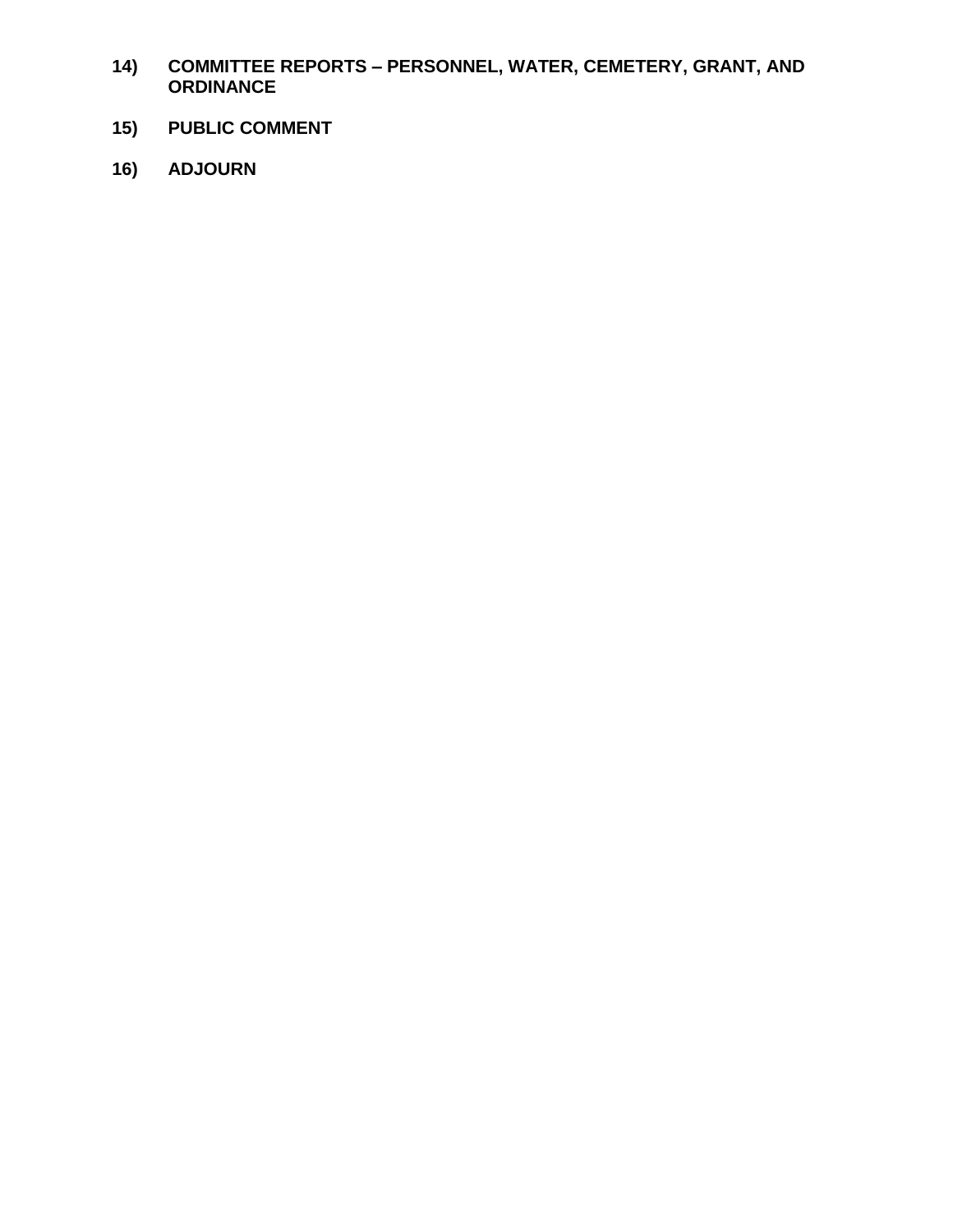**14) COMMITTEE REPORTS – PERSONNEL, WATER, CEMETERY, GRANT, AND ORDINANCE**

**15) PUBLIC COMMENT**

**16) ADJOURN**